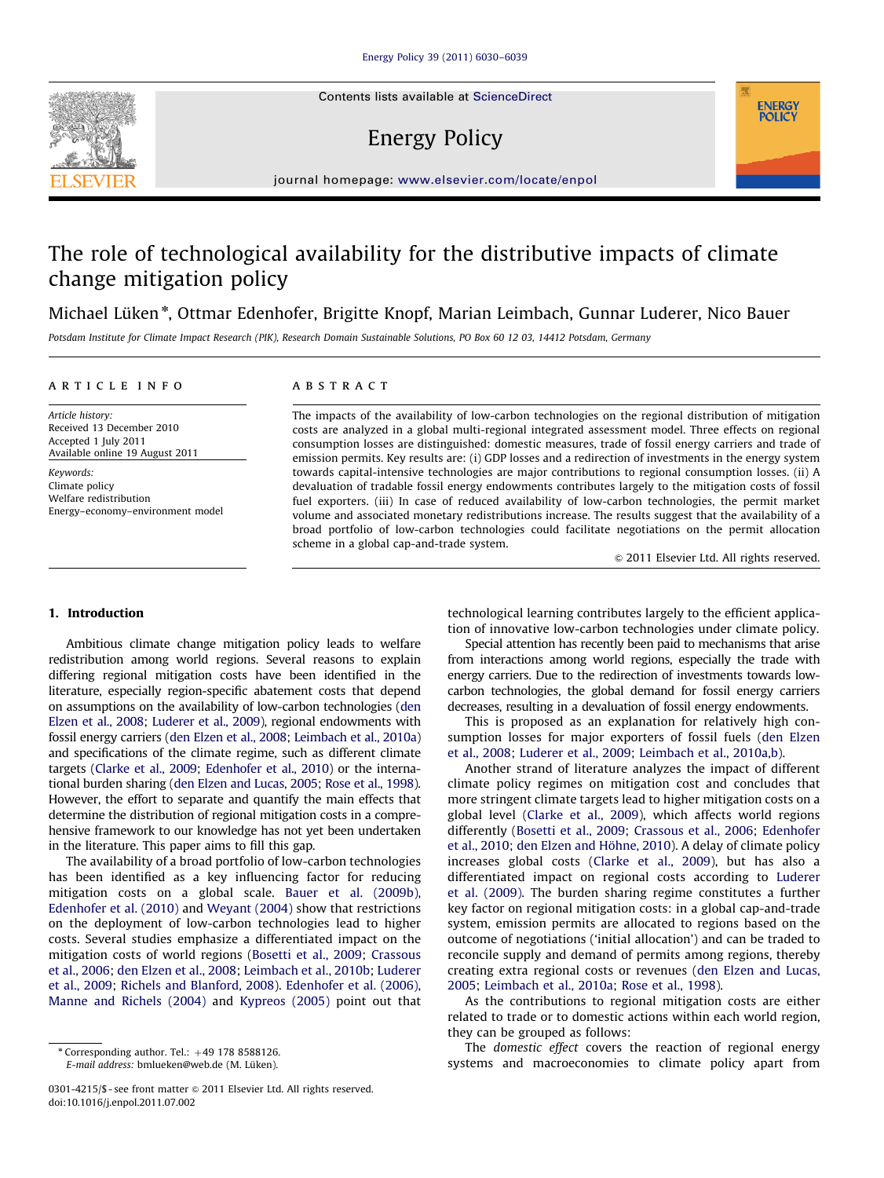# The role of technological availability for the distributive impacts of climate change mitigation policy

Michael Lüken*, Ottmar Edenhofer, Brigitte Knopf, Marian Leimbach, Gunnar Luderer, Nico Bauer

Potsdam Institute for Climate Impact Research (PIK), Research Domain Sustainable Solutions, PO Box 60 12 03, 14412 Potsdam, Germany

**ARTICLE INFO**

*Article history:*
Received 13 December 2010
Accepted 1 July 2011
Available online 19 August 2011

*Keywords:*
Climate policy
Welfare redistribution
Energy–economy–environment model

**ABSTRACT**

The impacts of the availability of low-carbon technologies on the regional distribution of mitigation costs are analyzed in a global multi-regional integrated assessment model. Three effects on regional consumption losses are distinguished: domestic measures, trade of fossil energy carriers and trade of emission permits. Key results are: (i) GDP losses and a redirection of investments in the energy system towards capital-intensive technologies are major contributions to regional consumption losses. (ii) A devaluation of tradable fossil energy endowments contributes largely to the mitigation costs of fossil fuel exporters. (iii) In case of reduced availability of low-carbon technologies, the permit market volume and associated monetary redistributions increase. The results suggest that the availability of a broad portfolio of low-carbon technologies could facilitate negotiations on the permit allocation scheme in a global cap-and-trade system.

© 2011 Elsevier Ltd. All rights reserved.

## 1. Introduction

Ambitious climate change mitigation policy leads to welfare redistribution among world regions. Several reasons to explain differing regional mitigation costs have been identified in the literature, especially region-specific abatement costs that depend on assumptions on the availability of low-carbon technologies (den Elzen et al., 2008; Luderer et al., 2009), regional endowments with fossil energy carriers (den Elzen et al., 2008; Leimbach et al., 2010a) and specifications of the climate regime, such as different climate targets (Clarke et al., 2009; Edenhofer et al., 2010) or the international burden sharing (den Elzen and Lucas, 2005; Rose et al., 1998). However, the effort to separate and quantify the main effects that determine the distribution of regional mitigation costs in a comprehensive framework to our knowledge has not yet been undertaken in the literature. This paper aims to fill this gap.

The availability of a broad portfolio of low-carbon technologies has been identified as a key influencing factor for reducing mitigation costs on a global scale. Bauer et al. (2009b), Edenhofer et al. (2010) and Weyant (2004) show that restrictions on the deployment of low-carbon technologies lead to higher costs. Several studies emphasize a differentiated impact on the mitigation costs of world regions (Bosetti et al., 2009; Crassous et al., 2006; den Elzen et al., 2008; Leimbach et al., 2010b; Luderer et al., 2009; Richels and Blanford, 2008). Edenhofer et al. (2006), Manne and Richels (2004) and Kypreos (2005) point out that technological learning contributes largely to the efficient application of innovative low-carbon technologies under climate policy.

Special attention has recently been paid to mechanisms that arise from interactions among world regions, especially the trade with energy carriers. Due to the redirection of investments towards low-carbon technologies, the global demand for fossil energy carriers decreases, resulting in a devaluation of fossil energy endowments.

This is proposed as an explanation for relatively high consumption losses for major exporters of fossil fuels (den Elzen et al., 2008; Luderer et al., 2009; Leimbach et al., 2010a,b).

Another strand of literature analyzes the impact of different climate policy regimes on mitigation cost and concludes that more stringent climate targets lead to higher mitigation costs on a global level (Clarke et al., 2009), which affects world regions differently (Bosetti et al., 2009; Crassous et al., 2006; Edenhofer et al., 2010; den Elzen and Höhne, 2010). A delay of climate policy increases global costs (Clarke et al., 2009), but has also a differentiated impact on regional costs according to Luderer et al. (2009). The burden sharing regime constitutes a further key factor on regional mitigation costs: in a global cap-and-trade system, emission permits are allocated to regions based on the outcome of negotiations ('initial allocation') and can be traded to reconcile supply and demand of permits among regions, thereby creating extra regional costs or revenues (den Elzen and Lucas, 2005; Leimbach et al., 2010a; Rose et al., 1998).

As the contributions to regional mitigation costs are either related to trade or to domestic actions within each world region, they can be grouped as follows:

The *domestic effect* covers the reaction of regional energy systems and macroeconomies to climate policy apart from

\* Corresponding author. Tel.: +49 178 8588126.
E-mail address: bmlueken@web.de (M. Lüken).

0301-4215/$ - see front matter © 2011 Elsevier Ltd. All rights reserved.
doi:10.1016/j.enpol.2011.07.002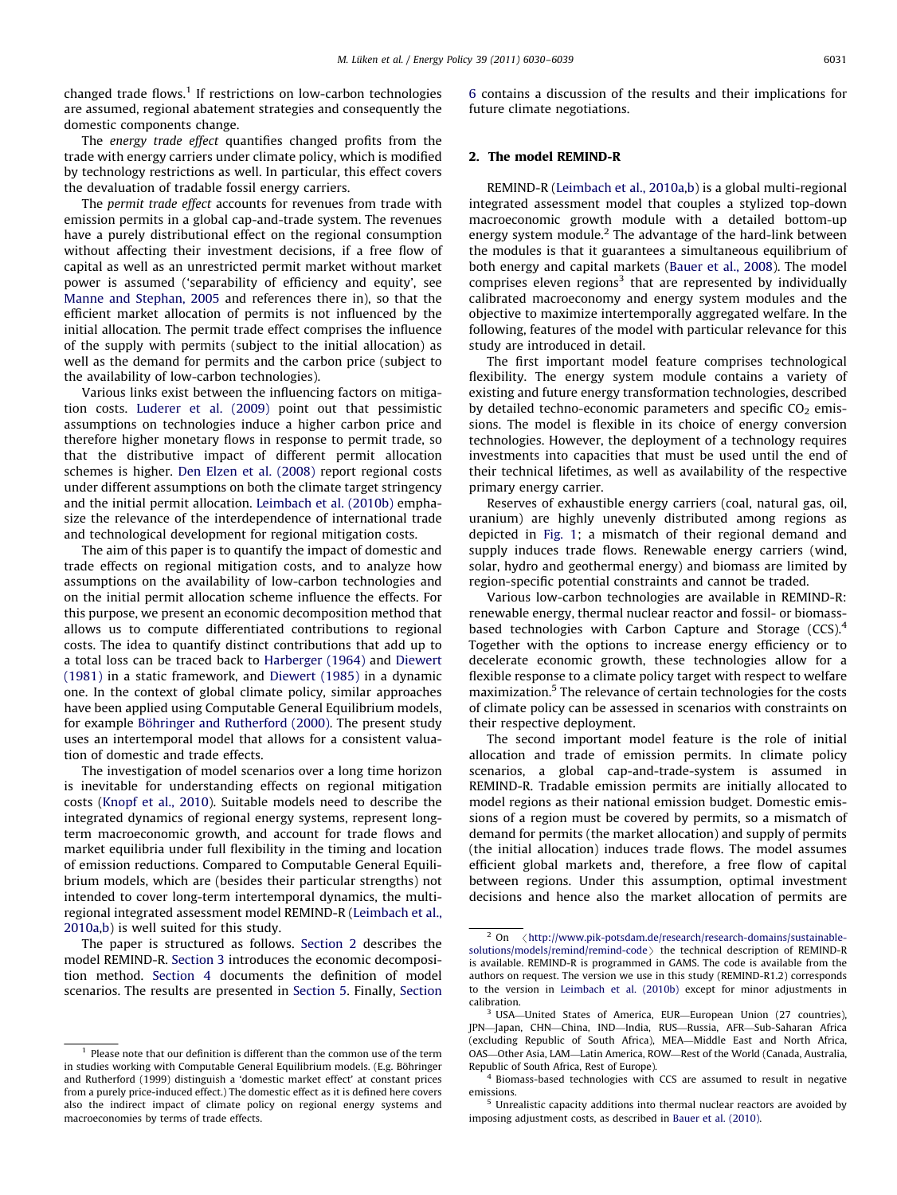changed trade flows.[1] If restrictions on low-carbon technologies are assumed, regional abatement strategies and consequently the domestic components change.

The *energy trade effect* quantifies changed profits from the trade with energy carriers under climate policy, which is modified by technology restrictions as well. In particular, this effect covers the devaluation of tradable fossil energy carriers.

The *permit trade effect* accounts for revenues from trade with emission permits in a global cap-and-trade system. The revenues have a purely distributional effect on the regional consumption without affecting their investment decisions, if a free flow of capital as well as an unrestricted permit market without market power is assumed ('separability of efficiency and equity', see Manne and Stephan, 2005 and references there in), so that the efficient market allocation of permits is not influenced by the initial allocation. The permit trade effect comprises the influence of the supply with permits (subject to the initial allocation) as well as the demand for permits and the carbon price (subject to the availability of low-carbon technologies).

Various links exist between the influencing factors on mitigation costs. Luderer et al. (2009) point out that pessimistic assumptions on technologies induce a higher carbon price and therefore higher monetary flows in response to permit trade, so that the distributive impact of different permit allocation schemes is higher. Den Elzen et al. (2008) report regional costs under different assumptions on both the climate target stringency and the initial permit allocation. Leimbach et al. (2010b) emphasize the relevance of the interdependence of international trade and technological development for regional mitigation costs.

The aim of this paper is to quantify the impact of domestic and trade effects on regional mitigation costs, and to analyze how assumptions on the availability of low-carbon technologies and on the initial permit allocation scheme influence the effects. For this purpose, we present an economic decomposition method that allows us to compute differentiated contributions to regional costs. The idea to quantify distinct contributions that add up to a total loss can be traced back to Harberger (1964) and Diewert (1981) in a static framework, and Diewert (1985) in a dynamic one. In the context of global climate policy, similar approaches have been applied using Computable General Equilibrium models, for example Böhringer and Rutherford (2000). The present study uses an intertemporal model that allows for a consistent valuation of domestic and trade effects.

The investigation of model scenarios over a long time horizon is inevitable for understanding effects on regional mitigation costs (Knopf et al., 2010). Suitable models need to describe the integrated dynamics of regional energy systems, represent long-term macroeconomic growth, and account for trade flows and market equilibria under full flexibility in the timing and location of emission reductions. Compared to Computable General Equilibrium models, which are (besides their particular strengths) not intended to cover long-term intertemporal dynamics, the multi-regional integrated assessment model REMIND-R (Leimbach et al., 2010a,b) is well suited for this study.

The paper is structured as follows. Section 2 describes the model REMIND-R. Section 3 introduces the economic decomposition method. Section 4 documents the definition of model scenarios. The results are presented in Section 5. Finally, Section 6 contains a discussion of the results and their implications for future climate negotiations.

## 2. The model REMIND-R

REMIND-R (Leimbach et al., 2010a,b) is a global multi-regional integrated assessment model that couples a stylized top-down macroeconomic growth module with a detailed bottom-up energy system module.[2] The advantage of the hard-link between the modules is that it guarantees a simultaneous equilibrium of both energy and capital markets (Bauer et al., 2008). The model comprises eleven regions[3] that are represented by individually calibrated macroeconomy and energy system modules and the objective to maximize intertemporally aggregated welfare. In the following, features of the model with particular relevance for this study are introduced in detail.

The first important model feature comprises technological flexibility. The energy system module contains a variety of existing and future energy transformation technologies, described by detailed techno-economic parameters and specific $CO_2$ emissions. The model is flexible in its choice of energy conversion technologies. However, the deployment of a technology requires investments into capacities that must be used until the end of their technical lifetimes, as well as availability of the respective primary energy carrier.

Reserves of exhaustible energy carriers (coal, natural gas, oil, uranium) are highly unevenly distributed among regions as depicted in Fig. 1; a mismatch of their regional demand and supply induces trade flows. Renewable energy carriers (wind, solar, hydro and geothermal energy) and biomass are limited by region-specific potential constraints and cannot be traded.

Various low-carbon technologies are available in REMIND-R: renewable energy, thermal nuclear reactor and fossil- or biomass-based technologies with Carbon Capture and Storage (CCS).[4] Together with the options to increase energy efficiency or to decelerate economic growth, these technologies allow for a flexible response to a climate policy target with respect to welfare maximization.[5] The relevance of certain technologies for the costs of climate policy can be assessed in scenarios with constraints on their respective deployment.

The second important model feature is the role of initial allocation and trade of emission permits. In climate policy scenarios, a global cap-and-trade-system is assumed in REMIND-R. Tradable emission permits are initially allocated to model regions as their national emission budget. Domestic emissions of a region must be covered by permits, so a mismatch of demand for permits (the market allocation) and supply of permits (the initial allocation) induces trade flows. The model assumes efficient global markets and, therefore, a free flow of capital between regions. Under this assumption, optimal investment decisions and hence also the market allocation of permits are

---

[1] Please note that our definition is different than the common use of the term in studies working with Computable General Equilibrium models. (E.g. Böhringer and Rutherford (1999) distinguish a 'domestic market effect' at constant prices from a purely price-induced effect.) The domestic effect as it is defined here covers also the indirect impact of climate policy on regional energy systems and macroeconomies by terms of trade effects.

[2] On ⟨http://www.pik-potsdam.de/research/research-domains/sustainable-solutions/models/remind/remind-code⟩ the technical description of REMIND-R is available. REMIND-R is programmed in GAMS. The code is available from the authors on request. The version we use in this study (REMIND-R1.2) corresponds to the version in Leimbach et al. (2010b) except for minor adjustments in calibration.

[3] USA—United States of America, EUR—European Union (27 countries), JPN—Japan, CHN—China, IND—India, RUS—Russia, AFR—Sub-Saharan Africa (excluding Republic of South Africa), MEA—Middle East and North Africa, OAS—Other Asia, LAM—Latin America, ROW—Rest of the World (Canada, Australia, Republic of South Africa, Rest of Europe).

[4] Biomass-based technologies with CCS are assumed to result in negative emissions.

[5] Unrealistic capacity additions into thermal nuclear reactors are avoided by imposing adjustment costs, as described in Bauer et al. (2010).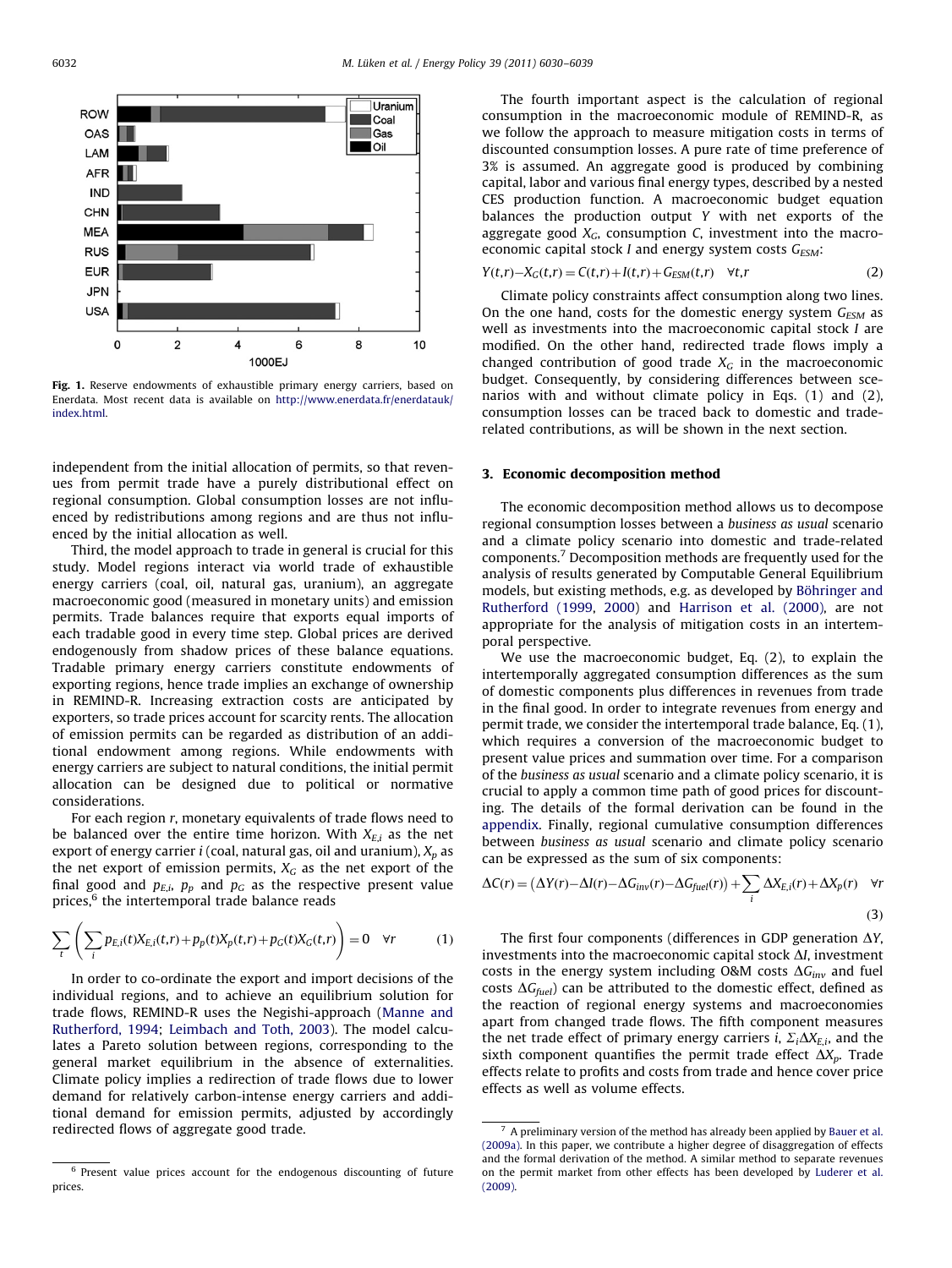Fig. 1. Reserve endowments of exhaustible primary energy carriers, based on Enerdata. Most recent data is available on http://www.enerdata.fr/enerdatauk/index.html.

independent from the initial allocation of permits, so that revenues from permit trade have a purely distributional effect on regional consumption. Global consumption losses are not influenced by redistributions among regions and are thus not influenced by the initial allocation as well.

Third, the model approach to trade in general is crucial for this study. Model regions interact via world trade of exhaustible energy carriers (coal, oil, natural gas, uranium), an aggregate macroeconomic good (measured in monetary units) and emission permits. Trade balances require that exports equal imports of each tradable good in every time step. Global prices are derived endogenously from shadow prices of these balance equations. Tradable primary energy carriers constitute endowments of exporting regions, hence trade implies an exchange of ownership in REMIND-R. Increasing extraction costs are anticipated by exporters, so trade prices account for scarcity rents. The allocation of emission permits can be regarded as distribution of an additional endowment among regions. While endowments with energy carriers are subject to natural conditions, the initial permit allocation can be designed due to political or normative considerations.

For each region $r$, monetary equivalents of trade flows need to be balanced over the entire time horizon. With $X_{E,i}$ as the net export of energy carrier $i$ (coal, natural gas, oil and uranium), $X_p$ as the net export of emission permits, $X_G$ as the net export of the final good and $p_{E,i}$, $p_p$ and $p_G$ as the respective present value prices,[6] the intertemporal trade balance reads

$$\sum_t \left( \sum_i p_{E,i}(t) X_{E,i}(t,r) + p_p(t) X_p(t,r) + p_G(t) X_G(t,r) \right) = 0 \quad \forall r \tag{1}$$

In order to co-ordinate the export and import decisions of the individual regions, and to achieve an equilibrium solution for trade flows, REMIND-R uses the Negishi-approach (Manne and Rutherford, 1994; Leimbach and Toth, 2003). The model calculates a Pareto solution between regions, corresponding to the general market equilibrium in the absence of externalities. Climate policy implies a redirection of trade flows due to lower demand for relatively carbon-intense energy carriers and additional demand for emission permits, adjusted by accordingly redirected flows of aggregate good trade.

The fourth important aspect is the calculation of regional consumption in the macroeconomic module of REMIND-R, as we follow the approach to measure mitigation costs in terms of discounted consumption losses. A pure rate of time preference of 3% is assumed. An aggregate good is produced by combining capital, labor and various final energy types, described by a nested CES production function. A macroeconomic budget equation balances the production output $Y$ with net exports of the aggregate good $X_G$, consumption $C$, investment into the macroeconomic capital stock $I$ and energy system costs $G_{ESM}$:

$$Y(t,r) - X_G(t,r) = C(t,r) + I(t,r) + G_{ESM}(t,r) \quad \forall t,r \tag{2}$$

Climate policy constraints affect consumption along two lines. On the one hand, costs for the domestic energy system $G_{ESM}$ as well as investments into the macroeconomic capital stock $I$ are modified. On the other hand, redirected trade flows imply a changed contribution of good trade $X_G$ in the macroeconomic budget. Consequently, by considering differences between scenarios with and without climate policy in Eqs. (1) and (2), consumption losses can be traced back to domestic and trade-related contributions, as will be shown in the next section.

## 3. Economic decomposition method

The economic decomposition method allows us to decompose regional consumption losses between a *business as usual* scenario and a climate policy scenario into domestic and trade-related components.[7] Decomposition methods are frequently used for the analysis of results generated by Computable General Equilibrium models, but existing methods, e.g. as developed by Böhringer and Rutherford (1999, 2000) and Harrison et al. (2000), are not appropriate for the analysis of mitigation costs in an intertemporal perspective.

We use the macroeconomic budget, Eq. (2), to explain the intertemporally aggregated consumption differences as the sum of domestic components plus differences in revenues from trade in the final good. In order to integrate revenues from energy and permit trade, we consider the intertemporal trade balance, Eq. (1), which requires a conversion of the macroeconomic budget to present value prices and summation over time. For a comparison of the *business as usual* scenario and a climate policy scenario, it is crucial to apply a common time path of good prices for discounting. The details of the formal derivation can be found in the appendix. Finally, regional cumulative consumption differences between *business as usual* scenario and climate policy scenario can be expressed as the sum of six components:

$$\Delta C(r) = (\Delta Y(r) - \Delta I(r) - \Delta G_{inv}(r) - \Delta G_{fuel}(r)) + \sum_i \Delta X_{E,i}(r) + \Delta X_p(r) \quad \forall r \tag{3}$$

The first four components (differences in GDP generation $\Delta Y$, investments into the macroeconomic capital stock $\Delta I$, investment costs in the energy system including O&M costs $\Delta G_{inv}$ and fuel costs $\Delta G_{fuel}$) can be attributed to the domestic effect, defined as the reaction of regional energy systems and macroeconomies apart from changed trade flows. The fifth component measures the net trade effect of primary energy carriers $i$, $\Sigma_i \Delta X_{E,i}$, and the sixth component quantifies the permit trade effect $\Delta X_p$. Trade effects relate to profits and costs from trade and hence cover price effects as well as volume effects.

[6] Present value prices account for the endogenous discounting of future prices.

[7] A preliminary version of the method has already been applied by Bauer et al. (2009a). In this paper, we contribute a higher degree of disaggregation of effects and the formal derivation of the method. A similar method to separate revenues on the permit market from other effects has been developed by Luderer et al. (2009).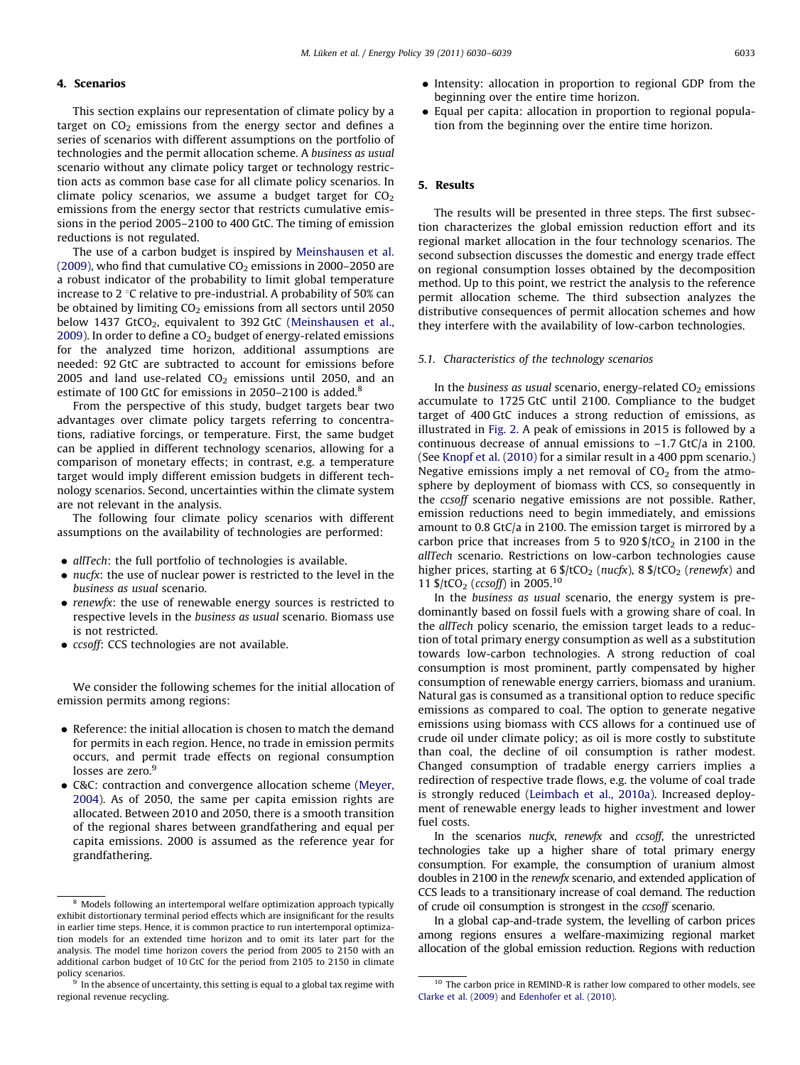## 4. Scenarios

This section explains our representation of climate policy by a target on $CO_2$ emissions from the energy sector and defines a series of scenarios with different assumptions on the portfolio of technologies and the permit allocation scheme. A *business as usual* scenario without any climate policy target or technology restriction acts as common base case for all climate policy scenarios. In climate policy scenarios, we assume a budget target for $CO_2$ emissions from the energy sector that restricts cumulative emissions in the period 2005–2100 to 400 GtC. The timing of emission reductions is not regulated.

The use of a carbon budget is inspired by Meinshausen et al. (2009), who find that cumulative $CO_2$ emissions in 2000–2050 are a robust indicator of the probability to limit global temperature increase to 2 °C relative to pre-industrial. A probability of 50% can be obtained by limiting $CO_2$ emissions from all sectors until 2050 below 1437 $GtCO_2$, equivalent to 392 GtC (Meinshausen et al., 2009). In order to define a $CO_2$ budget of energy-related emissions for the analyzed time horizon, additional assumptions are needed: 92 GtC are subtracted to account for emissions before 2005 and land use-related $CO_2$ emissions until 2050, and an estimate of 100 GtC for emissions in 2050–2100 is added.[8]

From the perspective of this study, budget targets bear two advantages over climate policy targets referring to concentrations, radiative forcings, or temperature. First, the same budget can be applied in different technology scenarios, allowing for a comparison of monetary effects; in contrast, e.g. a temperature target would imply different emission budgets in different technology scenarios. Second, uncertainties within the climate system are not relevant in the analysis.

The following four climate policy scenarios with different assumptions on the availability of technologies are performed:

- *allTech*: the full portfolio of technologies is available.
- *nucfx*: the use of nuclear power is restricted to the level in the *business as usual* scenario.
- *renewfx*: the use of renewable energy sources is restricted to respective levels in the *business as usual* scenario. Biomass use is not restricted.
- *ccsoff*: CCS technologies are not available.

We consider the following schemes for the initial allocation of emission permits among regions:

- Reference: the initial allocation is chosen to match the demand for permits in each region. Hence, no trade in emission permits occurs, and permit trade effects on regional consumption losses are zero.[9]
- C&C: contraction and convergence allocation scheme (Meyer, 2004). As of 2050, the same per capita emission rights are allocated. Between 2010 and 2050, there is a smooth transition of the regional shares between grandfathering and equal per capita emissions. 2000 is assumed as the reference year for grandfathering.
- Intensity: allocation in proportion to regional GDP from the beginning over the entire time horizon.
- Equal per capita: allocation in proportion to regional population from the beginning over the entire time horizon.

## 5. Results

The results will be presented in three steps. The first subsection characterizes the global emission reduction effort and its regional market allocation in the four technology scenarios. The second subsection discusses the domestic and energy trade effect on regional consumption losses obtained by the decomposition method. Up to this point, we restrict the analysis to the reference permit allocation scheme. The third subsection analyzes the distributive consequences of permit allocation schemes and how they interfere with the availability of low-carbon technologies.

### 5.1. Characteristics of the technology scenarios

In the *business as usual* scenario, energy-related $CO_2$ emissions accumulate to 1725 GtC until 2100. Compliance to the budget target of 400 GtC induces a strong reduction of emissions, as illustrated in Fig. 2. A peak of emissions in 2015 is followed by a continuous decrease of annual emissions to −1.7 GtC/a in 2100. (See Knopf et al. (2010) for a similar result in a 400 ppm scenario.) Negative emissions imply a net removal of $CO_2$ from the atmosphere by deployment of biomass with CCS, so consequently in the *ccsoff* scenario negative emissions are not possible. Rather, emission reductions need to begin immediately, and emissions amount to 0.8 GtC/a in 2100. The emission target is mirrored by a carbon price that increases from 5 to 920 \$/t$CO_2$ in 2100 in the *allTech* scenario. Restrictions on low-carbon technologies cause higher prices, starting at 6 \$/t$CO_2$ (*nucfx*), 8 \$/t$CO_2$ (*renewfx*) and 11 \$/t$CO_2$ (*ccsoff*) in 2005.[10]

In the *business as usual* scenario, the energy system is predominantly based on fossil fuels with a growing share of coal. In the *allTech* policy scenario, the emission target leads to a reduction of total primary energy consumption as well as a substitution towards low-carbon technologies. A strong reduction of coal consumption is most prominent, partly compensated by higher consumption of renewable energy carriers, biomass and uranium. Natural gas is consumed as a transitional option to reduce specific emissions as compared to coal. The option to generate negative emissions using biomass with CCS allows for a continued use of crude oil under climate policy; as oil is more costly to substitute than coal, the decline of oil consumption is rather modest. Changed consumption of tradable energy carriers implies a redirection of respective trade flows, e.g. the volume of coal trade is strongly reduced (Leimbach et al., 2010a). Increased deployment of renewable energy leads to higher investment and lower fuel costs.

In the scenarios *nucfx*, *renewfx* and *ccsoff*, the unrestricted technologies take up a higher share of total primary energy consumption. For example, the consumption of uranium almost doubles in 2100 in the *renewfx* scenario, and extended application of CCS leads to a transitionary increase of coal demand. The reduction of crude oil consumption is strongest in the *ccsoff* scenario.

In a global cap-and-trade system, the levelling of carbon prices among regions ensures a welfare-maximizing regional market allocation of the global emission reduction. Regions with reduction

---

[8] Models following an intertemporal welfare optimization approach typically exhibit distortionary terminal period effects which are insignificant for the results in earlier time steps. Hence, it is common practice to run intertemporal optimization models for an extended time horizon and to omit its later part for the analysis. The model time horizon covers the period from 2005 to 2150 with an additional carbon budget of 10 GtC for the period from 2105 to 2150 in climate policy scenarios.

[9] In the absence of uncertainty, this setting is equal to a global tax regime with regional revenue recycling.

[10] The carbon price in REMIND-R is rather low compared to other models, see Clarke et al. (2009) and Edenhofer et al. (2010).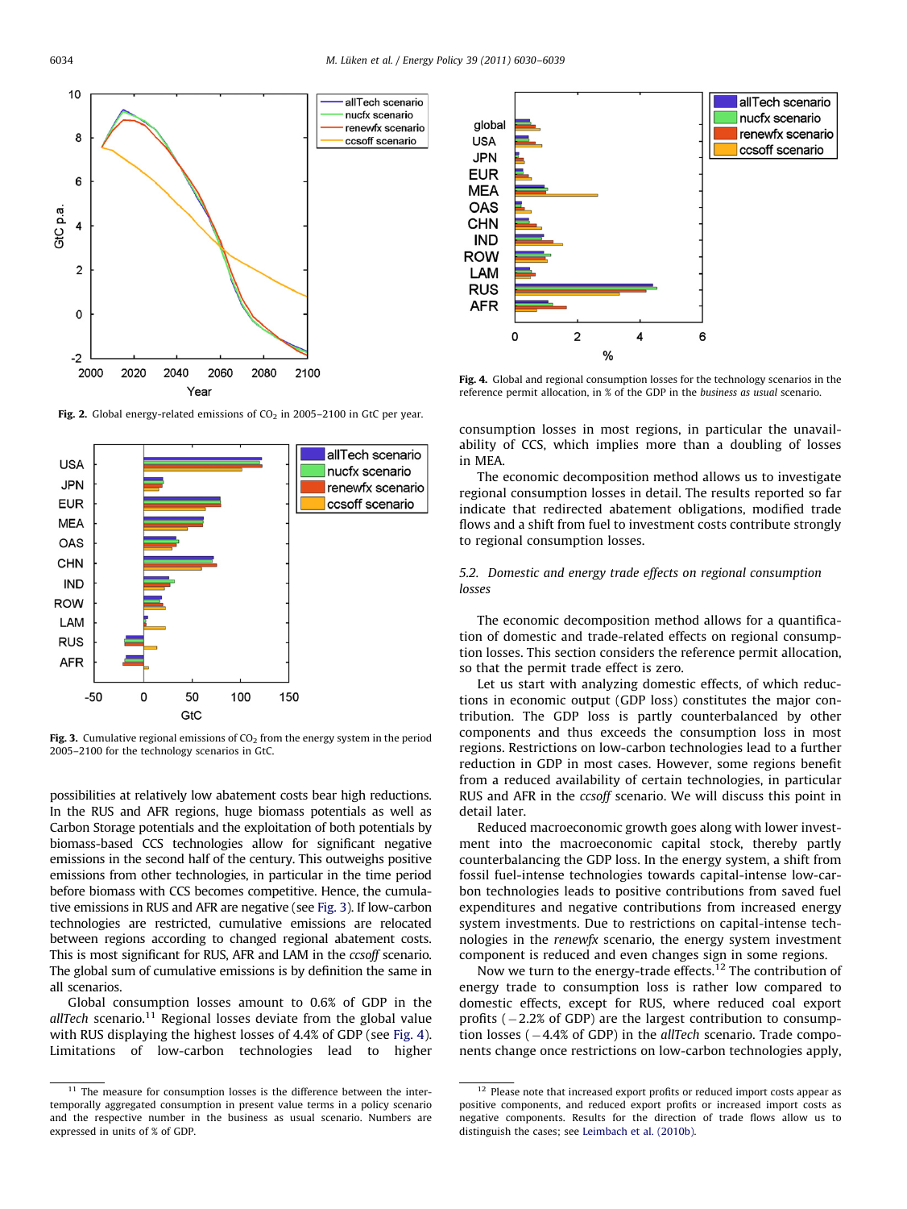Fig. 2. Global energy-related emissions of $CO_2$ in 2005–2100 in GtC per year.

Fig. 3. Cumulative regional emissions of $CO_2$ from the energy system in the period 2005–2100 for the technology scenarios in GtC.

Fig. 4. Global and regional consumption losses for the technology scenarios in the reference permit allocation, in % of the GDP in the *business as usual* scenario.

possibilities at relatively low abatement costs bear high reductions. In the RUS and AFR regions, huge biomass potentials as well as Carbon Storage potentials and the exploitation of both potentials by biomass-based CCS technologies allow for significant negative emissions in the second half of the century. This outweighs positive emissions from other technologies, in particular in the time period before biomass with CCS becomes competitive. Hence, the cumulative emissions in RUS and AFR are negative (see Fig. 3). If low-carbon technologies are restricted, cumulative emissions are relocated between regions according to changed regional abatement costs. This is most significant for RUS, AFR and LAM in the *ccsoff* scenario. The global sum of cumulative emissions is by definition the same in all scenarios.

Global consumption losses amount to 0.6% of GDP in the *allTech* scenario.[11] Regional losses deviate from the global value with RUS displaying the highest losses of 4.4% of GDP (see Fig. 4). Limitations of low-carbon technologies lead to higher consumption losses in most regions, in particular the unavailability of CCS, which implies more than a doubling of losses in MEA.

The economic decomposition method allows us to investigate regional consumption losses in detail. The results reported so far indicate that redirected abatement obligations, modified trade flows and a shift from fuel to investment costs contribute strongly to regional consumption losses.

### 5.2. Domestic and energy trade effects on regional consumption losses

The economic decomposition method allows for a quantification of domestic and trade-related effects on regional consumption losses. This section considers the reference permit allocation, so that the permit trade effect is zero.

Let us start with analyzing domestic effects, of which reductions in economic output (GDP loss) constitutes the major contribution. The GDP loss is partly counterbalanced by other components and thus exceeds the consumption loss in most regions. Restrictions on low-carbon technologies lead to a further reduction in GDP in most cases. However, some regions benefit from a reduced availability of certain technologies, in particular RUS and AFR in the *ccsoff* scenario. We will discuss this point in detail later.

Reduced macroeconomic growth goes along with lower investment into the macroeconomic capital stock, thereby partly counterbalancing the GDP loss. In the energy system, a shift from fossil fuel-intense technologies towards capital-intense low-carbon technologies leads to positive contributions from saved fuel expenditures and negative contributions from increased energy system investments. Due to restrictions on capital-intense technologies in the *renewfx* scenario, the energy system investment component is reduced and even changes sign in some regions.

Now we turn to the energy-trade effects.[12] The contribution of energy trade to consumption loss is rather low compared to domestic effects, except for RUS, where reduced coal export profits (−2.2% of GDP) are the largest contribution to consumption losses (−4.4% of GDP) in the *allTech* scenario. Trade components change once restrictions on low-carbon technologies apply,

[11] The measure for consumption losses is the difference between the intertemporally aggregated consumption in present value terms in a policy scenario and the respective number in the business as usual scenario. Numbers are expressed in units of % of GDP.

[12] Please note that increased export profits or reduced import costs appear as positive components, and reduced export profits or increased import costs as negative components. Results for the direction of trade flows allow us to distinguish the cases; see Leimbach et al. (2010b).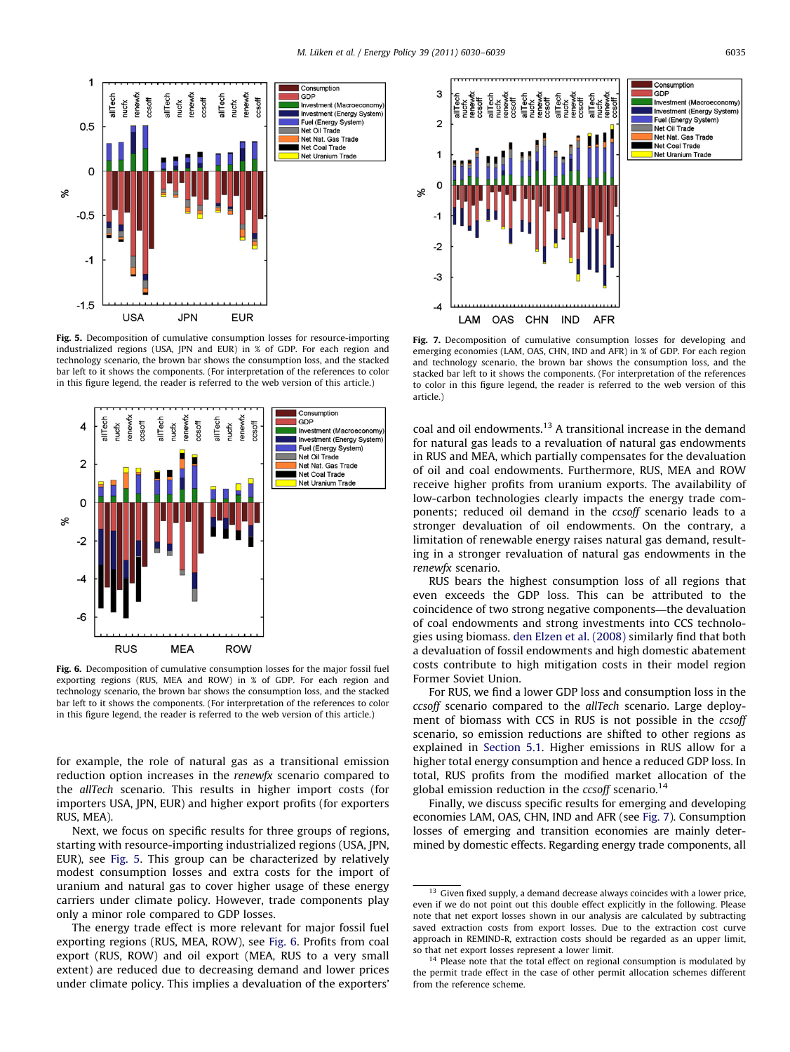Fig. 5. Decomposition of cumulative consumption losses for resource-importing industrialized regions (USA, JPN and EUR) in % of GDP. For each region and technology scenario, the brown bar shows the consumption loss, and the stacked bar left to it shows the components. (For interpretation of the references to color in this figure legend, the reader is referred to the web version of this article.)

Fig. 6. Decomposition of cumulative consumption losses for the major fossil fuel exporting regions (RUS, MEA and ROW) in % of GDP. For each region and technology scenario, the brown bar shows the consumption loss, and the stacked bar left to it shows the components. (For interpretation of the references to color in this figure legend, the reader is referred to the web version of this article.)

for example, the role of natural gas as a transitional emission reduction option increases in the *renewfx* scenario compared to the *allTech* scenario. This results in higher import costs (for importers USA, JPN, EUR) and higher export profits (for exporters RUS, MEA).

Next, we focus on specific results for three groups of regions, starting with resource-importing industrialized regions (USA, JPN, EUR), see Fig. 5. This group can be characterized by relatively modest consumption losses and extra costs for the import of uranium and natural gas to cover higher usage of these energy carriers under climate policy. However, trade components play only a minor role compared to GDP losses.

The energy trade effect is more relevant for major fossil fuel exporting regions (RUS, MEA, ROW), see Fig. 6. Profits from coal export (RUS, ROW) and oil export (MEA, RUS to a very small extent) are reduced due to decreasing demand and lower prices under climate policy. This implies a devaluation of the exporters' coal and oil endowments.[13] A transitional increase in the demand for natural gas leads to a revaluation of natural gas endowments in RUS and MEA, which partially compensates for the devaluation of oil and coal endowments. Furthermore, RUS, MEA and ROW receive higher profits from uranium exports. The availability of low-carbon technologies clearly impacts the energy trade components; reduced oil demand in the *ccsoff* scenario leads to a stronger devaluation of oil endowments. On the contrary, a limitation of renewable energy raises natural gas demand, resulting in a stronger revaluation of natural gas endowments in the *renewfx* scenario.

RUS bears the highest consumption loss of all regions that even exceeds the GDP loss. This can be attributed to the coincidence of two strong negative components—the devaluation of coal endowments and strong investments into CCS technologies using biomass. den Elzen et al. (2008) similarly find that both a devaluation of fossil endowments and high domestic abatement costs contribute to high mitigation costs in their model region Former Soviet Union.

For RUS, we find a lower GDP loss and consumption loss in the *ccsoff* scenario compared to the *allTech* scenario. Large deployment of biomass with CCS in RUS is not possible in the *ccsoff* scenario, so emission reductions are shifted to other regions as explained in Section 5.1. Higher emissions in RUS allow for a higher total energy consumption and hence a reduced GDP loss. In total, RUS profits from the modified market allocation of the global emission reduction in the *ccsoff* scenario.[14]

Finally, we discuss specific results for emerging and developing economies LAM, OAS, CHN, IND and AFR (see Fig. 7). Consumption losses of emerging and transition economies are mainly determined by domestic effects. Regarding energy trade components, all

Fig. 7. Decomposition of cumulative consumption losses for developing and emerging economies (LAM, OAS, CHN, IND and AFR) in % of GDP. For each region and technology scenario, the brown bar shows the consumption loss, and the stacked bar left to it shows the components. (For interpretation of the references to color in this figure legend, the reader is referred to the web version of this article.)

[13] Given fixed supply, a demand decrease always coincides with a lower price, even if we do not point out this double effect explicitly in the following. Please note that net export losses shown in our analysis are calculated by subtracting saved extraction costs from export losses. Due to the extraction cost curve approach in REMIND-R, extraction costs should be regarded as an upper limit, so that net export losses represent a lower limit.

[14] Please note that the total effect on regional consumption is modulated by the permit trade effect in the case of other permit allocation schemes different from the reference scheme.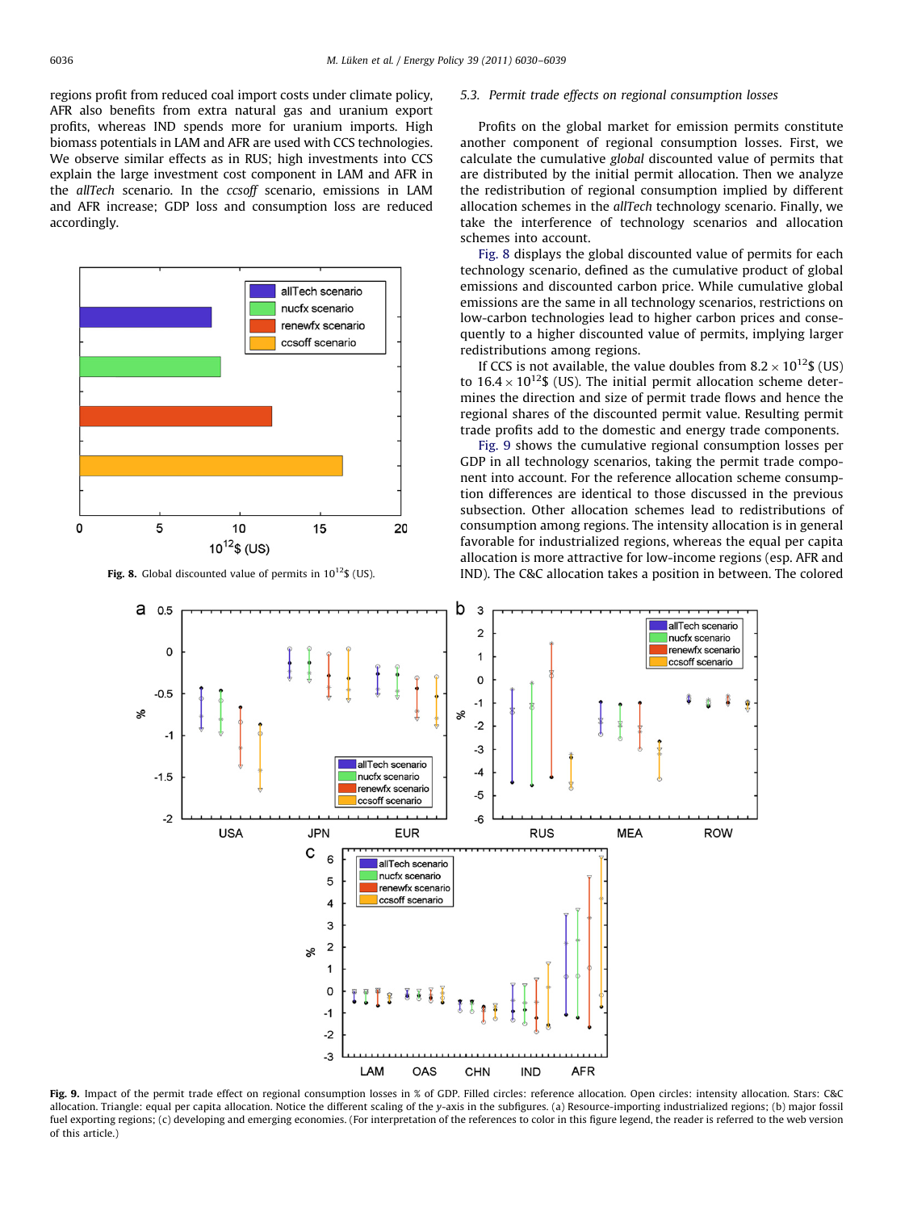regions profit from reduced coal import costs under climate policy, AFR also benefits from extra natural gas and uranium export profits, whereas IND spends more for uranium imports. High biomass potentials in LAM and AFR are used with CCS technologies. We observe similar effects as in RUS; high investments into CCS explain the large investment cost component in LAM and AFR in the *allTech* scenario. In the *ccsoff* scenario, emissions in LAM and AFR increase; GDP loss and consumption loss are reduced accordingly.

**Fig. 8.** Global discounted value of permits in $10^{12}$$ (US).

### 5.3. Permit trade effects on regional consumption losses

Profits on the global market for emission permits constitute another component of regional consumption losses. First, we calculate the cumulative *global* discounted value of permits that are distributed by the initial permit allocation. Then we analyze the redistribution of regional consumption implied by different allocation schemes in the *allTech* technology scenario. Finally, we take the interference of technology scenarios and allocation schemes into account.

Fig. 8 displays the global discounted value of permits for each technology scenario, defined as the cumulative product of global emissions and discounted carbon price. While cumulative global emissions are the same in all technology scenarios, restrictions on low-carbon technologies lead to higher carbon prices and consequently to a higher discounted value of permits, implying larger redistributions among regions.

If CCS is not available, the value doubles from $8.2 \times 10^{12}$$ (US) to $16.4 \times 10^{12}$$ (US). The initial permit allocation scheme determines the direction and size of permit trade flows and hence the regional shares of the discounted permit value. Resulting permit trade profits add to the domestic and energy trade components.

Fig. 9 shows the cumulative regional consumption losses per GDP in all technology scenarios, taking the permit trade component into account. For the reference allocation scheme consumption differences are identical to those discussed in the previous subsection. Other allocation schemes lead to redistributions of consumption among regions. The intensity allocation is in general favorable for industrialized regions, whereas the equal per capita allocation is more attractive for low-income regions (esp. AFR and IND). The C&C allocation takes a position in between. The colored

**Fig. 9.** Impact of the permit trade effect on regional consumption losses in % of GDP. Filled circles: reference allocation. Open circles: intensity allocation. Stars: C&C allocation. Triangle: equal per capita allocation. Notice the different scaling of the *y*-axis in the subfigures. (a) Resource-importing industrialized regions; (b) major fossil fuel exporting regions; (c) developing and emerging economies. (For interpretation of the references to color in this figure legend, the reader is referred to the web version of this article.)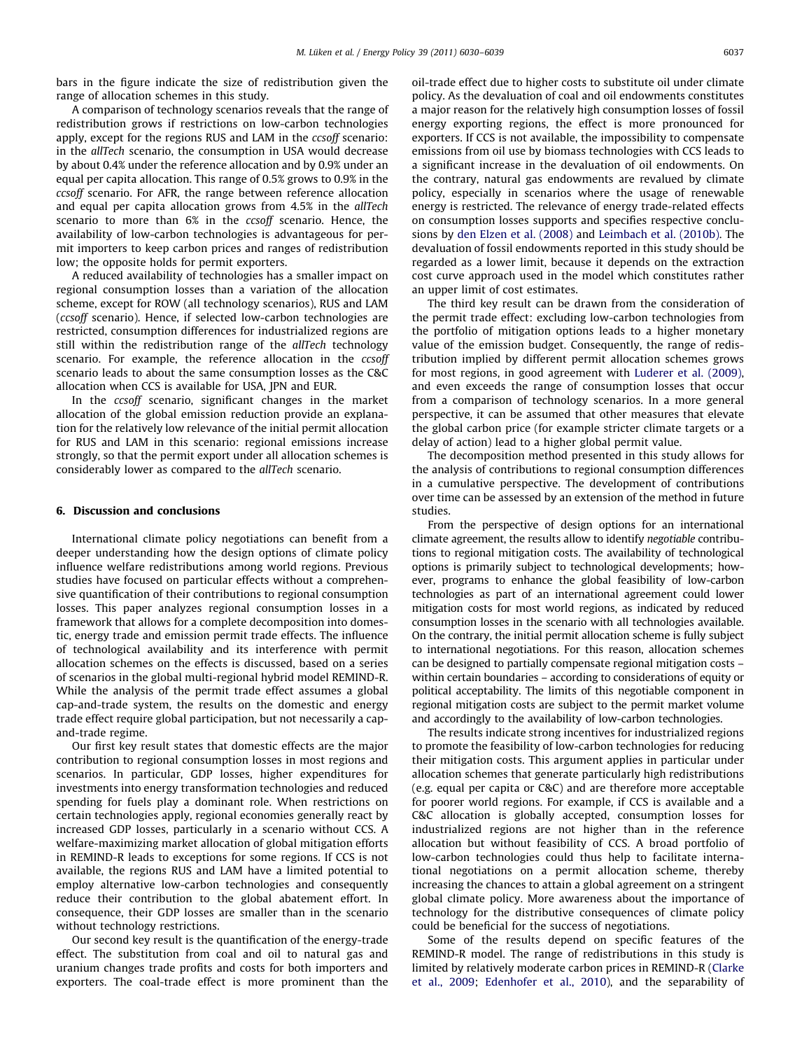bars in the figure indicate the size of redistribution given the range of allocation schemes in this study.

A comparison of technology scenarios reveals that the range of redistribution grows if restrictions on low-carbon technologies apply, except for the regions RUS and LAM in the *ccsoff* scenario: in the *allTech* scenario, the consumption in USA would decrease by about 0.4% under the reference allocation and by 0.9% under an equal per capita allocation. This range of 0.5% grows to 0.9% in the *ccsoff* scenario. For AFR, the range between reference allocation and equal per capita allocation grows from 4.5% in the *allTech* scenario to more than 6% in the *ccsoff* scenario. Hence, the availability of low-carbon technologies is advantageous for permit importers to keep carbon prices and ranges of redistribution low; the opposite holds for permit exporters.

A reduced availability of technologies has a smaller impact on regional consumption losses than a variation of the allocation scheme, except for ROW (all technology scenarios), RUS and LAM (*ccsoff* scenario). Hence, if selected low-carbon technologies are restricted, consumption differences for industrialized regions are still within the redistribution range of the *allTech* technology scenario. For example, the reference allocation in the *ccsoff* scenario leads to about the same consumption losses as the C&C allocation when CCS is available for USA, JPN and EUR.

In the *ccsoff* scenario, significant changes in the market allocation of the global emission reduction provide an explanation for the relatively low relevance of the initial permit allocation for RUS and LAM in this scenario: regional emissions increase strongly, so that the permit export under all allocation schemes is considerably lower as compared to the *allTech* scenario.

## 6. Discussion and conclusions

International climate policy negotiations can benefit from a deeper understanding how the design options of climate policy influence welfare redistributions among world regions. Previous studies have focused on particular effects without a comprehensive quantification of their contributions to regional consumption losses. This paper analyzes regional consumption losses in a framework that allows for a complete decomposition into domestic, energy trade and emission permit trade effects. The influence of technological availability and its interference with permit allocation schemes on the effects is discussed, based on a series of scenarios in the global multi-regional hybrid model REMIND-R. While the analysis of the permit trade effect assumes a global cap-and-trade system, the results on the domestic and energy trade effect require global participation, but not necessarily a cap-and-trade regime.

Our first key result states that domestic effects are the major contribution to regional consumption losses in most regions and scenarios. In particular, GDP losses, higher expenditures for investments into energy transformation technologies and reduced spending for fuels play a dominant role. When restrictions on certain technologies apply, regional economies generally react by increased GDP losses, particularly in a scenario without CCS. A welfare-maximizing market allocation of global mitigation efforts in REMIND-R leads to exceptions for some regions. If CCS is not available, the regions RUS and LAM have a limited potential to employ alternative low-carbon technologies and consequently reduce their contribution to the global abatement effort. In consequence, their GDP losses are smaller than in the scenario without technology restrictions.

Our second key result is the quantification of the energy-trade effect. The substitution from coal and oil to natural gas and uranium changes trade profits and costs for both importers and exporters. The coal-trade effect is more prominent than the oil-trade effect due to higher costs to substitute oil under climate policy. As the devaluation of coal and oil endowments constitutes a major reason for the relatively high consumption losses of fossil energy exporting regions, the effect is more pronounced for exporters. If CCS is not available, the impossibility to compensate emissions from oil use by biomass technologies with CCS leads to a significant increase in the devaluation of oil endowments. On the contrary, natural gas endowments are revalued by climate policy, especially in scenarios where the usage of renewable energy is restricted. The relevance of energy trade-related effects on consumption losses supports and specifies respective conclusions by den Elzen et al. (2008) and Leimbach et al. (2010b). The devaluation of fossil endowments reported in this study should be regarded as a lower limit, because it depends on the extraction cost curve approach used in the model which constitutes rather an upper limit of cost estimates.

The third key result can be drawn from the consideration of the permit trade effect: excluding low-carbon technologies from the portfolio of mitigation options leads to a higher monetary value of the emission budget. Consequently, the range of redistribution implied by different permit allocation schemes grows for most regions, in good agreement with Luderer et al. (2009), and even exceeds the range of consumption losses that occur from a comparison of technology scenarios. In a more general perspective, it can be assumed that other measures that elevate the global carbon price (for example stricter climate targets or a delay of action) lead to a higher global permit value.

The decomposition method presented in this study allows for the analysis of contributions to regional consumption differences in a cumulative perspective. The development of contributions over time can be assessed by an extension of the method in future studies.

From the perspective of design options for an international climate agreement, the results allow to identify *negotiable* contributions to regional mitigation costs. The availability of technological options is primarily subject to technological developments; however, programs to enhance the global feasibility of low-carbon technologies as part of an international agreement could lower mitigation costs for most world regions, as indicated by reduced consumption losses in the scenario with all technologies available. On the contrary, the initial permit allocation scheme is fully subject to international negotiations. For this reason, allocation schemes can be designed to partially compensate regional mitigation costs – within certain boundaries – according to considerations of equity or political acceptability. The limits of this negotiable component in regional mitigation costs are subject to the permit market volume and accordingly to the availability of low-carbon technologies.

The results indicate strong incentives for industrialized regions to promote the feasibility of low-carbon technologies for reducing their mitigation costs. This argument applies in particular under allocation schemes that generate particularly high redistributions (e.g. equal per capita or C&C) and are therefore more acceptable for poorer world regions. For example, if CCS is available and a C&C allocation is globally accepted, consumption losses for industrialized regions are not higher than in the reference allocation but without feasibility of CCS. A broad portfolio of low-carbon technologies could thus help to facilitate international negotiations on a permit allocation scheme, thereby increasing the chances to attain a global agreement on a stringent global climate policy. More awareness about the importance of technology for the distributive consequences of climate policy could be beneficial for the success of negotiations.

Some of the results depend on specific features of the REMIND-R model. The range of redistributions in this study is limited by relatively moderate carbon prices in REMIND-R (Clarke et al., 2009; Edenhofer et al., 2010), and the separability of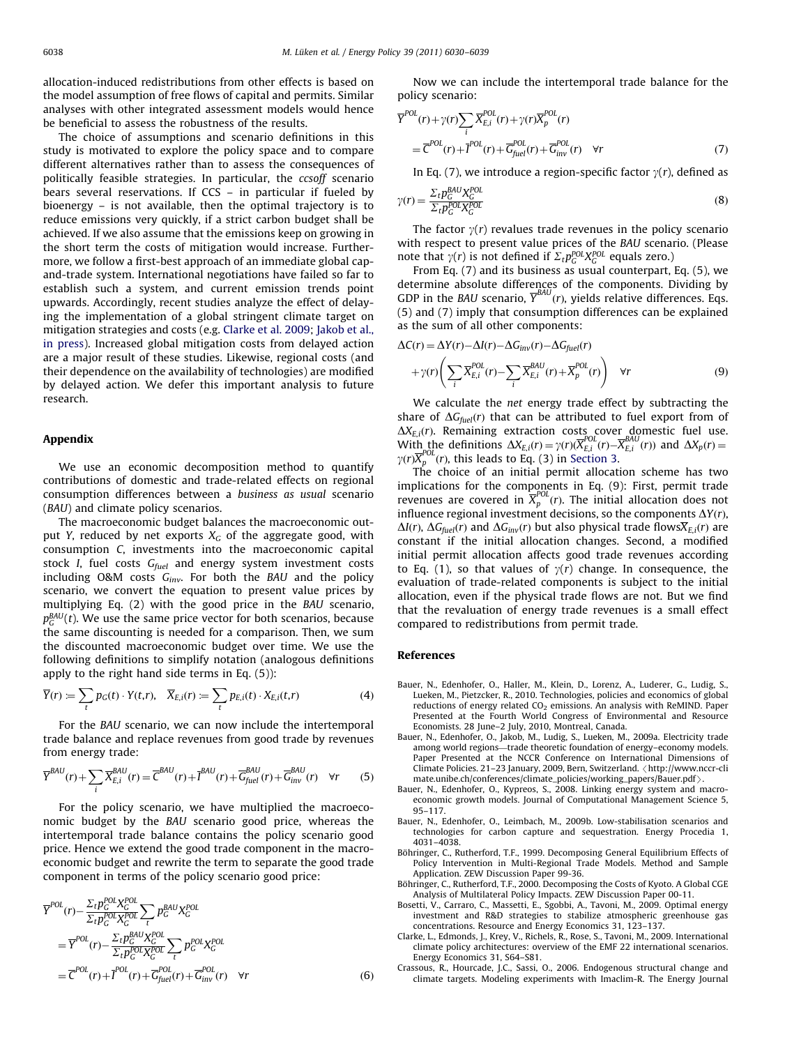allocation-induced redistributions from other effects is based on the model assumption of free flows of capital and permits. Similar analyses with other integrated assessment models would hence be beneficial to assess the robustness of the results.

The choice of assumptions and scenario definitions in this study is motivated to explore the policy space and to compare different alternatives rather than to assess the consequences of politically feasible strategies. In particular, the *ccsoff* scenario bears several reservations. If CCS – in particular if fueled by bioenergy – is not available, then the optimal trajectory is to reduce emissions very quickly, if a strict carbon budget shall be achieved. If we also assume that the emissions keep on growing in the short term the costs of mitigation would increase. Furthermore, we follow a first-best approach of an immediate global cap-and-trade system. International negotiations have failed so far to establish such a system, and current emission trends point upwards. Accordingly, recent studies analyze the effect of delaying the implementation of a global stringent climate target on mitigation strategies and costs (e.g. Clarke et al. 2009; Jakob et al., in press). Increased global mitigation costs from delayed action are a major result of these studies. Likewise, regional costs (and their dependence on the availability of technologies) are modified by delayed action. We defer this important analysis to future research.

## Appendix

We use an economic decomposition method to quantify contributions of domestic and trade-related effects on regional consumption differences between a *business as usual* scenario (*BAU*) and climate policy scenarios.

The macroeconomic budget balances the macroeconomic output $Y$, reduced by net exports $X_G$ of the aggregate good, with consumption $C$, investments into the macroeconomic capital stock $I$, fuel costs $G_{fuel}$ and energy system investment costs including O&M costs $G_{inv}$. For both the *BAU* and the policy scenario, we convert the equation to present value prices by multiplying Eq. (2) with the good price in the *BAU* scenario, $p_G^{BAU}(t)$. We use the same price vector for both scenarios, because the same discounting is needed for a comparison. Then, we sum the discounted macroeconomic budget over time. We use the following definitions to simplify notation (analogous definitions apply to the right hand side terms in Eq. (5)):

$$\overline{Y}(r) := \sum_t p_G(t) \cdot Y(t,r), \quad \overline{X}_{E,i}(r) := \sum_t p_{E,i}(t) \cdot X_{E,i}(t,r) \tag{4}$$

For the *BAU* scenario, we can now include the intertemporal trade balance and replace revenues from good trade by revenues from energy trade:

$$\overline{Y}^{BAU}(r) + \sum_i \overline{X}_{E,i}^{BAU}(r) = \overline{C}^{BAU}(r) + \overline{I}^{BAU}(r) + \overline{G}_{fuel}^{BAU}(r) + \overline{G}_{inv}^{BAU}(r) \quad \forall r \tag{5}$$

For the policy scenario, we have multiplied the macroeconomic budget by the *BAU* scenario good price, whereas the intertemporal trade balance contains the policy scenario good price. Hence we extend the good trade component in the macroeconomic budget and rewrite the term to separate the good trade component in terms of the policy scenario good price:

$$\begin{aligned}
&\overline{Y}^{POL}(r) - \frac{\Sigma_t p_G^{POL} X_G^{POL}}{\Sigma_t p_G^{POL} X_G^{POL}} \sum_t p_G^{BAU} X_G^{POL} \\
&= \overline{Y}^{POL}(r) - \frac{\Sigma_t p_G^{BAU} X_G^{POL}}{\Sigma_t p_G^{POL} X_G^{POL}} \sum_t p_G^{POL} X_G^{POL} \\
&= \overline{C}^{POL}(r) + \overline{I}^{POL}(r) + \overline{G}_{fuel}^{POL}(r) + \overline{G}_{inv}^{POL}(r) \quad \forall r
\end{aligned} \tag{6}$$

Now we can include the intertemporal trade balance for the policy scenario:

$$\begin{aligned}
&\overline{Y}^{POL}(r) + \gamma(r) \sum_i \overline{X}_{E,i}^{POL}(r) + \gamma(r) \overline{X}_p^{POL}(r) \\
&= \overline{C}^{POL}(r) + \overline{I}^{POL}(r) + \overline{G}_{fuel}^{POL}(r) + \overline{G}_{inv}^{POL}(r) \quad \forall r
\end{aligned} \tag{7}$$

In Eq. (7), we introduce a region-specific factor $\gamma(r)$, defined as

$$\gamma(r) = \frac{\Sigma_t p_G^{BAU} X_G^{POL}}{\Sigma_t p_G^{POL} X_G^{POL}} \tag{8}$$

The factor $\gamma(r)$ revalues trade revenues in the policy scenario with respect to present value prices of the *BAU* scenario. (Please note that $\gamma(r)$ is not defined if $\Sigma_t p_G^{POL} X_G^{POL}$ equals zero.)

From Eq. (7) and its business as usual counterpart, Eq. (5), we determine absolute differences of the components. Dividing by GDP in the *BAU* scenario, $\overline{Y}^{BAU}(r)$, yields relative differences. Eqs. (5) and (7) imply that consumption differences can be explained as the sum of all other components:

$$\begin{aligned}
\Delta C(r) = {} & \Delta Y(r) - \Delta I(r) - \Delta G_{inv}(r) - \Delta G_{fuel}(r) \\
& + \gamma(r) \left( \sum_i \overline{X}_{E,i}^{POL}(r) - \sum_i \overline{X}_{E,i}^{BAU}(r) + \overline{X}_p^{POL}(r) \right) \quad \forall r
\end{aligned} \tag{9}$$

We calculate the *net* energy trade effect by subtracting the share of $\Delta G_{fuel}(r)$ that can be attributed to fuel export from of $\Delta X_{E,i}(r)$. Remaining extraction costs cover domestic fuel use. With the definitions $\Delta X_{E,i}(r) = \gamma(r)(\overline{X}_{E,i}^{POL}(r) - \overline{X}_{E,i}^{BAU}(r))$ and $\Delta X_p(r) = \gamma(r)\overline{X}_p^{POL}(r)$, this leads to Eq. (3) in Section 3.

The choice of an initial permit allocation scheme has two implications for the components in Eq. (9): First, permit trade revenues are covered in $\overline{X}_p^{POL}(r)$. The initial allocation does not influence regional investment decisions, so the components $\Delta Y(r)$, $\Delta I(r)$, $\Delta G_{fuel}(r)$ and $\Delta G_{inv}(r)$ but also physical trade flows $\overline{X}_{E,i}(r)$ are constant if the initial allocation changes. Second, a modified initial permit allocation affects good trade revenues according to Eq. (1), so that values of $\gamma(r)$ change. In consequence, the evaluation of trade-related components is subject to the initial allocation, even if the physical trade flows are not. But we find that the revaluation of energy trade revenues is a small effect compared to redistributions from permit trade.

## References

Bauer, N., Edenhofer, O., Haller, M., Klein, D., Lorenz, A., Luderer, G., Ludig, S., Lueken, M., Pietzcker, R., 2010. Technologies, policies and economics of global reductions of energy related $CO_2$ emissions. An analysis with ReMIND. Paper Presented at the Fourth World Congress of Environmental and Resource Economists. 28 June–2 July, 2010, Montreal, Canada.

Bauer, N., Edenhofer, O., Jakob, M., Ludig, S., Lueken, M., 2009a. Electricity trade among world regions—trade theoretic foundation of energy–economy models. Paper Presented at the NCCR Conference on International Dimensions of Climate Policies. 21–23 January, 2009, Bern, Switzerland. ⟨http://www.nccr-climate.unibe.ch/conferences/climate_policies/working_papers/Bauer.pdf⟩.

Bauer, N., Edenhofer, O., Kypreos, S., 2008. Linking energy system and macroeconomic growth models. Journal of Computational Management Science 5, 95–117.

Bauer, N., Edenhofer, O., Leimbach, M., 2009b. Low-stabilisation scenarios and technologies for carbon capture and sequestration. Energy Procedia 1, 4031–4038.

Böhringer, C., Rutherford, T.F., 1999. Decomposing General Equilibrium Effects of Policy Intervention in Multi-Regional Trade Models. Method and Sample Application. ZEW Discussion Paper 99-36.

Böhringer, C., Rutherford, T.F., 2000. Decomposing the Costs of Kyoto. A Global CGE Analysis of Multilateral Policy Impacts. ZEW Discussion Paper 00-11.

Bosetti, V., Carraro, C., Massetti, E., Sgobbi, A., Tavoni, M., 2009. Optimal energy investment and R&D strategies to stabilize atmospheric greenhouse gas concentrations. Resource and Energy Economics 31, 123–137.

Clarke, L., Edmonds, J., Krey, V., Richels, R., Rose, S., Tavoni, M., 2009. International climate policy architectures: overview of the EMF 22 international scenarios. Energy Economics 31, S64–S81.

Crassous, R., Hourcade, J.C., Sassi, O., 2006. Endogenous structural change and climate targets. Modeling experiments with Imaclim-R. The Energy Journal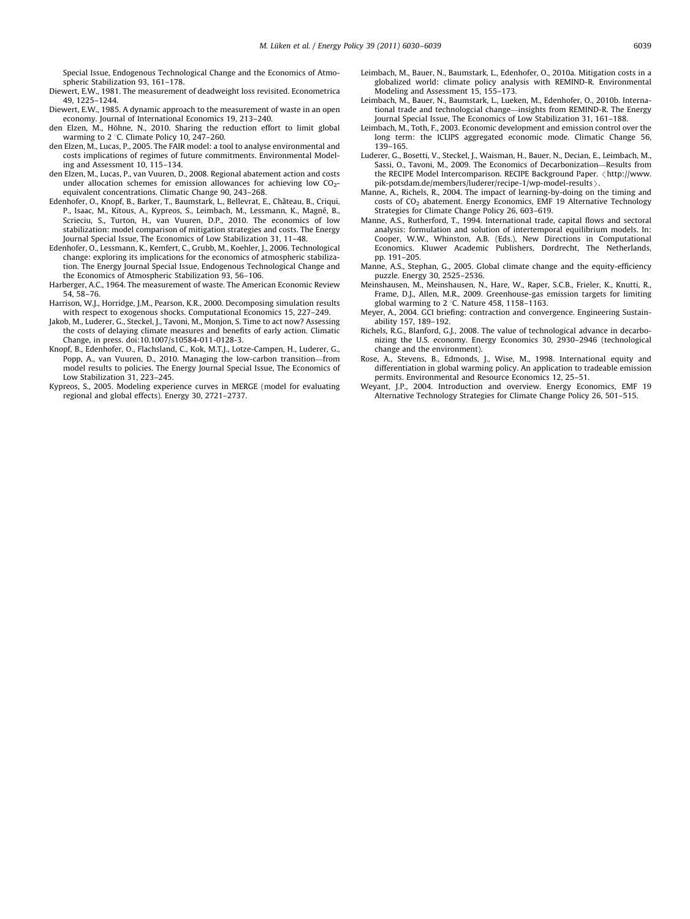Special Issue, Endogenous Technological Change and the Economics of Atmospheric Stabilization 93, 161–178.

Diewert, E.W., 1981. The measurement of deadweight loss revisited. Econometrica 49, 1225–1244.

Diewert, E.W., 1985. A dynamic approach to the measurement of waste in an open economy. Journal of International Economics 19, 213–240.

den Elzen, M., Höhne, N., 2010. Sharing the reduction effort to limit global warming to 2 °C. Climate Policy 10, 247–260.

den Elzen, M., Lucas, P., 2005. The FAIR model: a tool to analyse environmental and costs implications of regimes of future commitments. Environmental Modeling and Assessment 10, 115–134.

den Elzen, M., Lucas, P., van Vuuren, D., 2008. Regional abatement action and costs under allocation schemes for emission allowances for achieving low $CO_2$-equivalent concentrations. Climatic Change 90, 243–268.

Edenhofer, O., Knopf, B., Barker, T., Baumstark, L., Bellevrat, E., Château, B., Criqui, P., Isaac, M., Kitous, A., Kypreos, S., Leimbach, M., Lessmann, K., Magné, B., Scrieciu, S., Turton, H., van Vuuren, D.P., 2010. The economics of low stabilization: model comparison of mitigation strategies and costs. The Energy Journal Special Issue, The Economics of Low Stabilization 31, 11–48.

Edenhofer, O., Lessmann, K., Kemfert, C., Grubb, M., Koehler, J., 2006. Technological change: exploring its implications for the economics of atmospheric stabilization. The Energy Journal Special Issue, Endogenous Technological Change and the Economics of Atmospheric Stabilization 93, 56–106.

Harberger, A.C., 1964. The measurement of waste. The American Economic Review 54, 58–76.

Harrison, W.J., Horridge, J.M., Pearson, K.R., 2000. Decomposing simulation results with respect to exogenous shocks. Computational Economics 15, 227–249.

Jakob, M., Luderer, G., Steckel, J., Tavoni, M., Monjon, S. Time to act now? Assessing the costs of delaying climate measures and benefits of early action. Climatic Change, in press. doi:10.1007/s10584-011-0128-3.

Knopf, B., Edenhofer, O., Flachsland, C., Kok, M.T.J., Lotze-Campen, H., Luderer, G., Popp, A., van Vuuren, D., 2010. Managing the low-carbon transition—from model results to policies. The Energy Journal Special Issue, The Economics of Low Stabilization 31, 223–245.

Kypreos, S., 2005. Modeling experience curves in MERGE (model for evaluating regional and global effects). Energy 30, 2721–2737.

Leimbach, M., Bauer, N., Baumstark, L., Edenhofer, O., 2010a. Mitigation costs in a globalized world: climate policy analysis with REMIND-R. Environmental Modeling and Assessment 15, 155–173.

Leimbach, M., Bauer, N., Baumstark, L., Lueken, M., Edenhofer, O., 2010b. International trade and technologcial change—insights from REMIND-R. The Energy Journal Special Issue, The Economics of Low Stabilization 31, 161–188.

Leimbach, M., Toth, F., 2003. Economic development and emission control over the long term: the ICLIPS aggregated economic mode. Climatic Change 56, 139–165.

Luderer, G., Bosetti, V., Steckel, J., Waisman, H., Bauer, N., Decian, E., Leimbach, M., Sassi, O., Tavoni, M., 2009. The Economics of Decarbonization—Results from the RECIPE Model Intercomparison. RECIPE Background Paper. ⟨http://www.pik-potsdam.de/members/luderer/recipe-1/wp-model-results⟩.

Manne, A., Richels, R., 2004. The impact of learning-by-doing on the timing and costs of $CO_2$ abatement. Energy Economics, EMF 19 Alternative Technology Strategies for Climate Change Policy 26, 603–619.

Manne, A.S., Rutherford, T., 1994. International trade, capital flows and sectoral analysis: formulation and solution of intertemporal equilibrium models. In: Cooper, W.W., Whinston, A.B. (Eds.), New Directions in Computational Economics. Kluwer Academic Publishers, Dordrecht, The Netherlands, pp. 191–205.

Manne, A.S., Stephan, G., 2005. Global climate change and the equity-efficiency puzzle. Energy 30, 2525–2536.

Meinshausen, M., Meinshausen, N., Hare, W., Raper, S.C.B., Frieler, K., Knutti, R., Frame, D.J., Allen, M.R., 2009. Greenhouse-gas emission targets for limiting global warming to 2 °C. Nature 458, 1158–1163.

Meyer, A., 2004. GCI briefing: contraction and convergence. Engineering Sustainability 157, 189–192.

Richels, R.G., Blanford, G.J., 2008. The value of technological advance in decarbonizing the U.S. economy. Energy Economics 30, 2930–2946 (technological change and the environment).

Rose, A., Stevens, B., Edmonds, J., Wise, M., 1998. International equity and differentiation in global warming policy. An application to tradeable emission permits. Environmental and Resource Economics 12, 25–51.

Weyant, J.P., 2004. Introduction and overview. Energy Economics, EMF 19 Alternative Technology Strategies for Climate Change Policy 26, 501–515.